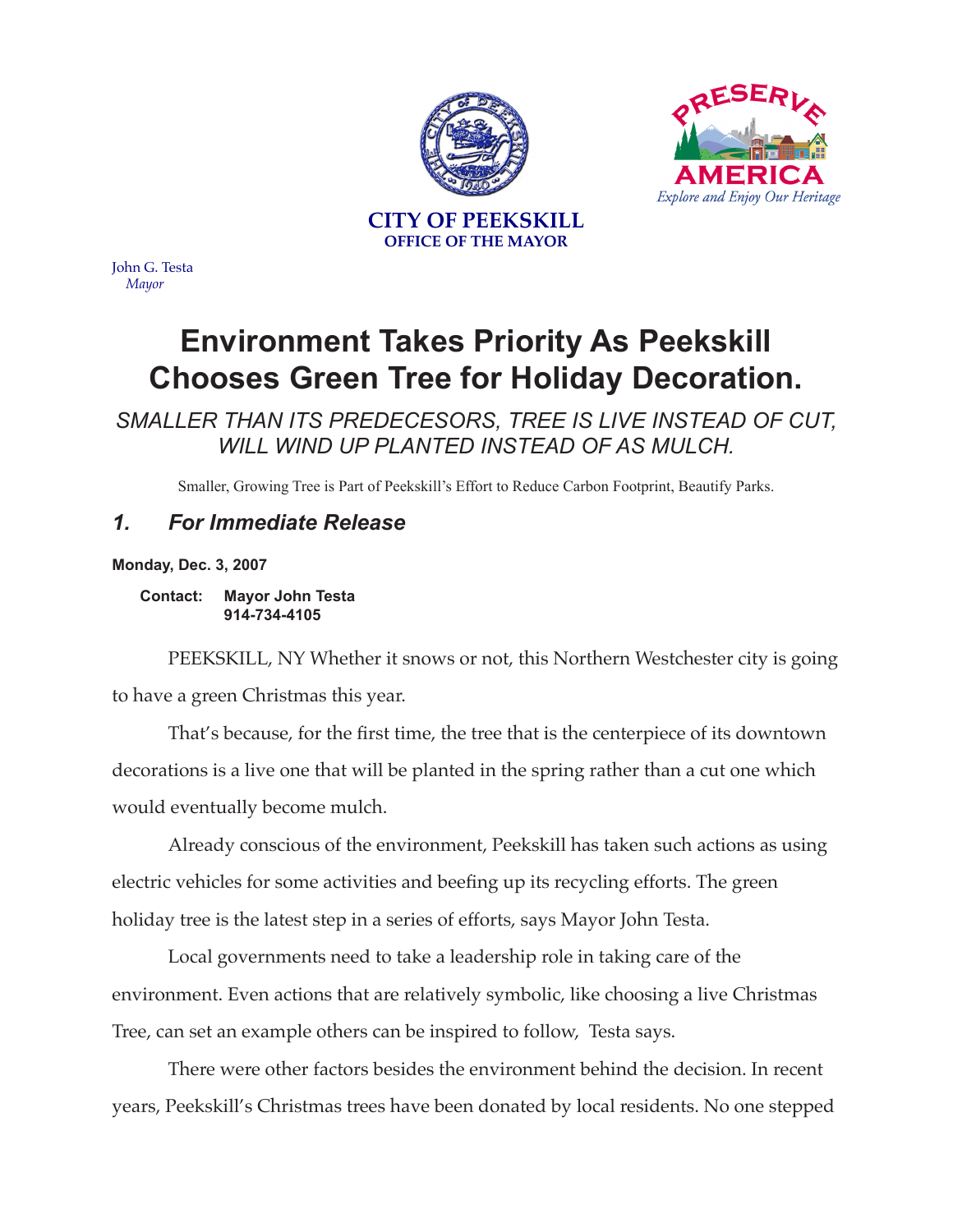**CITY OF PEEKSKILL**
**OFFICE OF THE MAYOR**

John G. Testa
*Mayor*

# Environment Takes Priority As Peekskill Chooses Green Tree for Holiday Decoration.

## *SMALLER THAN ITS PREDECESORS, TREE IS LIVE INSTEAD OF CUT, WILL WIND UP PLANTED INSTEAD OF AS MULCH.*

Smaller, Growing Tree is Part of Peekskill's Effort to Reduce Carbon Footprint, Beautify Parks.

### *1. For Immediate Release*

**Monday, Dec. 3, 2007**

**Contact: Mayor John Testa**
**914-734-4105**

PEEKSKILL, NY Whether it snows or not, this Northern Westchester city is going to have a green Christmas this year.

That's because, for the first time, the tree that is the centerpiece of its downtown decorations is a live one that will be planted in the spring rather than a cut one which would eventually become mulch.

Already conscious of the environment, Peekskill has taken such actions as using electric vehicles for some activities and beefing up its recycling efforts. The green holiday tree is the latest step in a series of efforts, says Mayor John Testa.

Local governments need to take a leadership role in taking care of the environment. Even actions that are relatively symbolic, like choosing a live Christmas Tree, can set an example others can be inspired to follow, Testa says.

There were other factors besides the environment behind the decision. In recent years, Peekskill's Christmas trees have been donated by local residents. No one stepped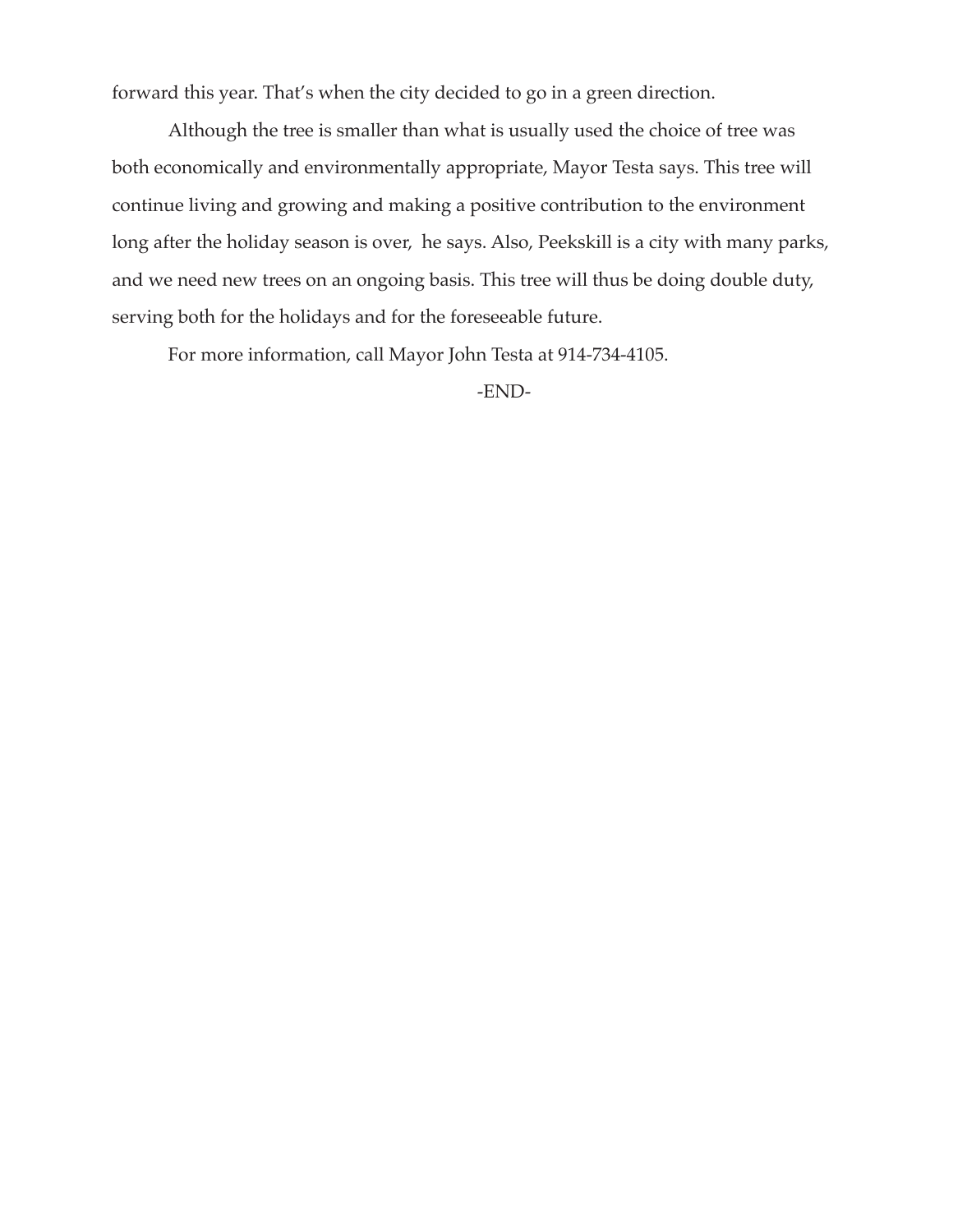forward this year. That's when the city decided to go in a green direction.

Although the tree is smaller than what is usually used the choice of tree was both economically and environmentally appropriate, Mayor Testa says. This tree will continue living and growing and making a positive contribution to the environment long after the holiday season is over, he says. Also, Peekskill is a city with many parks, and we need new trees on an ongoing basis. This tree will thus be doing double duty, serving both for the holidays and for the foreseeable future.

For more information, call Mayor John Testa at 914-734-4105.

-END-